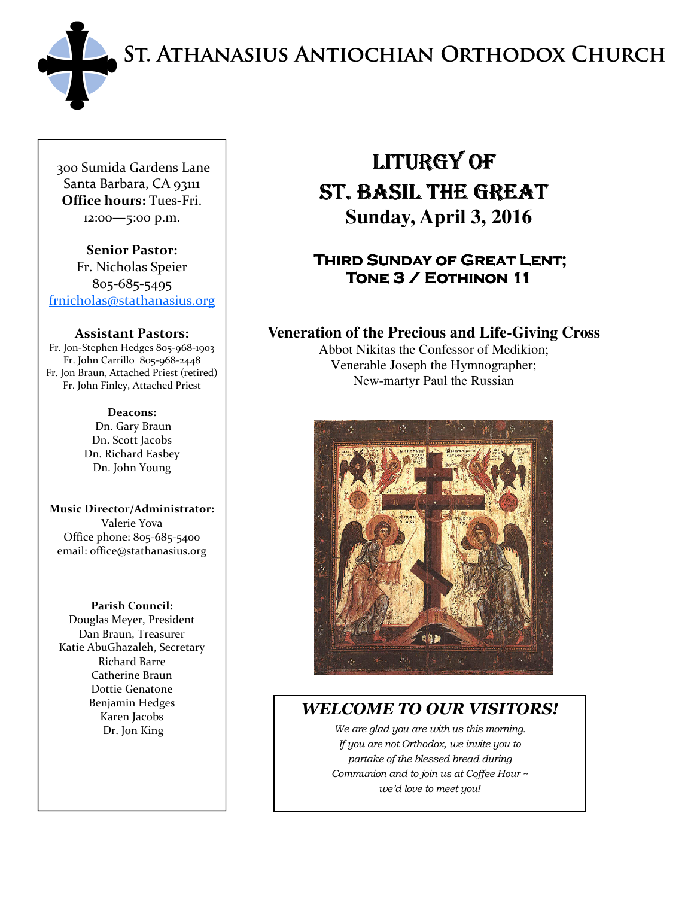# St. Athanasius Antiochian Orthodox Church

300 Sumida Gardens Lane
Santa Barbara, CA 93111
**Office hours:** Tues-Fri.
12:00—5:00 p.m.

**Senior Pastor:**
Fr. Nicholas Speier
805-685-5495
frnicholas@stathanasius.org

**Assistant Pastors:**
Fr. Jon-Stephen Hedges 805-968-1903
Fr. John Carrillo 805-968-2448
Fr. Jon Braun, Attached Priest (retired)
Fr. John Finley, Attached Priest

**Deacons:**
Dn. Gary Braun
Dn. Scott Jacobs
Dn. Richard Easbey
Dn. John Young

**Music Director/Administrator:**
Valerie Yova
Office phone: 805-685-5400
email: office@stathanasius.org

**Parish Council:**
Douglas Meyer, President
Dan Braun, Treasurer
Katie AbuGhazaleh, Secretary
Richard Barre
Catherine Braun
Dottie Genatone
Benjamin Hedges
Karen Jacobs
Dr. Jon King

# Liturgy of St. Basil the Great

## Sunday, April 3, 2016

### Third Sunday of Great Lent; Tone 3 / Eothinon 11

**Veneration of the Precious and Life-Giving Cross**

Abbot Nikitas the Confessor of Medikion;
Venerable Joseph the Hymnographer;
New-martyr Paul the Russian

## *WELCOME TO OUR VISITORS!*

*We are glad you are with us this morning. If you are not Orthodox, we invite you to partake of the blessed bread during Communion and to join us at Coffee Hour ~ we'd love to meet you!*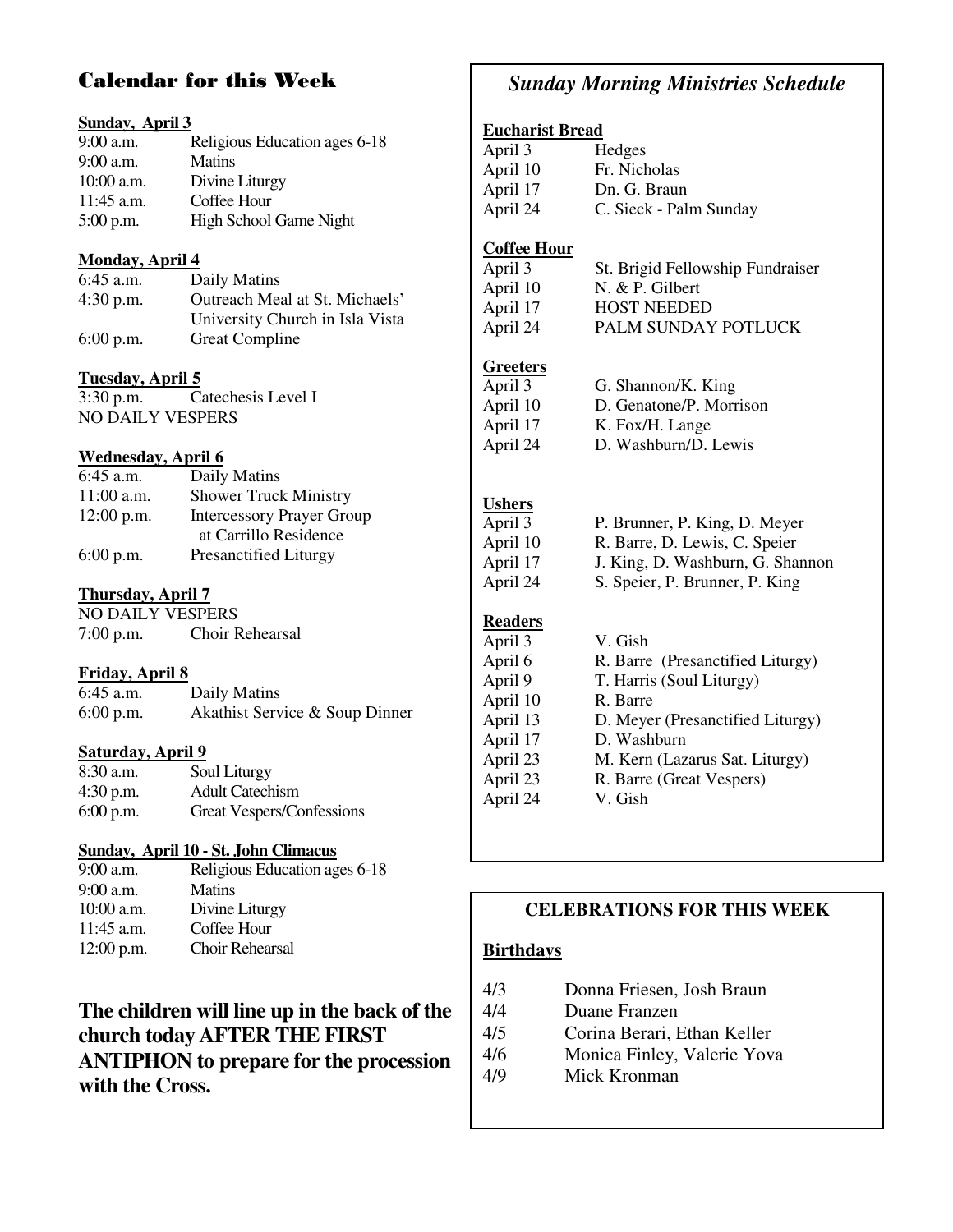## Calendar for this Week

**Sunday, April 3**

| | |
|---|---|
| 9:00 a.m. | Religious Education ages 6-18 |
| 9:00 a.m. | Matins |
| 10:00 a.m. | Divine Liturgy |
| 11:45 a.m. | Coffee Hour |
| 5:00 p.m. | High School Game Night |

**Monday, April 4**

| | |
|---|---|
| 6:45 a.m. | Daily Matins |
| 4:30 p.m. | Outreach Meal at St. Michaels' University Church in Isla Vista |
| 6:00 p.m. | Great Compline |

**Tuesday, April 5**

| | |
|---|---|
| 3:30 p.m. | Catechesis Level I |

NO DAILY VESPERS

**Wednesday, April 6**

| | |
|---|---|
| 6:45 a.m. | Daily Matins |
| 11:00 a.m. | Shower Truck Ministry |
| 12:00 p.m. | Intercessory Prayer Group at Carrillo Residence |
| 6:00 p.m. | Presanctified Liturgy |

**Thursday, April 7**

NO DAILY VESPERS

| | |
|---|---|
| 7:00 p.m. | Choir Rehearsal |

**Friday, April 8**

| | |
|---|---|
| 6:45 a.m. | Daily Matins |
| 6:00 p.m. | Akathist Service & Soup Dinner |

**Saturday, April 9**

| | |
|---|---|
| 8:30 a.m. | Soul Liturgy |
| 4:30 p.m. | Adult Catechism |
| 6:00 p.m. | Great Vespers/Confessions |

**Sunday, April 10 - St. John Climacus**

| | |
|---|---|
| 9:00 a.m. | Religious Education ages 6-18 |
| 9:00 a.m. | Matins |
| 10:00 a.m. | Divine Liturgy |
| 11:45 a.m. | Coffee Hour |
| 12:00 p.m. | Choir Rehearsal |

**The children will line up in the back of the church today AFTER THE FIRST ANTIPHON to prepare for the procession with the Cross.**

## *Sunday Morning Ministries Schedule*

**Eucharist Bread**

| | |
|---|---|
| April 3 | Hedges |
| April 10 | Fr. Nicholas |
| April 17 | Dn. G. Braun |
| April 24 | C. Sieck - Palm Sunday |

**Coffee Hour**

| | |
|---|---|
| April 3 | St. Brigid Fellowship Fundraiser |
| April 10 | N. & P. Gilbert |
| April 17 | HOST NEEDED |
| April 24 | PALM SUNDAY POTLUCK |

**Greeters**

| | |
|---|---|
| April 3 | G. Shannon/K. King |
| April 10 | D. Genatone/P. Morrison |
| April 17 | K. Fox/H. Lange |
| April 24 | D. Washburn/D. Lewis |

**Ushers**

| | |
|---|---|
| April 3 | P. Brunner, P. King, D. Meyer |
| April 10 | R. Barre, D. Lewis, C. Speier |
| April 17 | J. King, D. Washburn, G. Shannon |
| April 24 | S. Speier, P. Brunner, P. King |

**Readers**

| | |
|---|---|
| April 3 | V. Gish |
| April 6 | R. Barre (Presanctified Liturgy) |
| April 9 | T. Harris (Soul Liturgy) |
| April 10 | R. Barre |
| April 13 | D. Meyer (Presanctified Liturgy) |
| April 17 | D. Washburn |
| April 23 | M. Kern (Lazarus Sat. Liturgy) |
| April 23 | R. Barre (Great Vespers) |
| April 24 | V. Gish |

### CELEBRATIONS FOR THIS WEEK

**Birthdays**

| | |
|---|---|
| 4/3 | Donna Friesen, Josh Braun |
| 4/4 | Duane Franzen |
| 4/5 | Corina Berari, Ethan Keller |
| 4/6 | Monica Finley, Valerie Yova |
| 4/9 | Mick Kronman |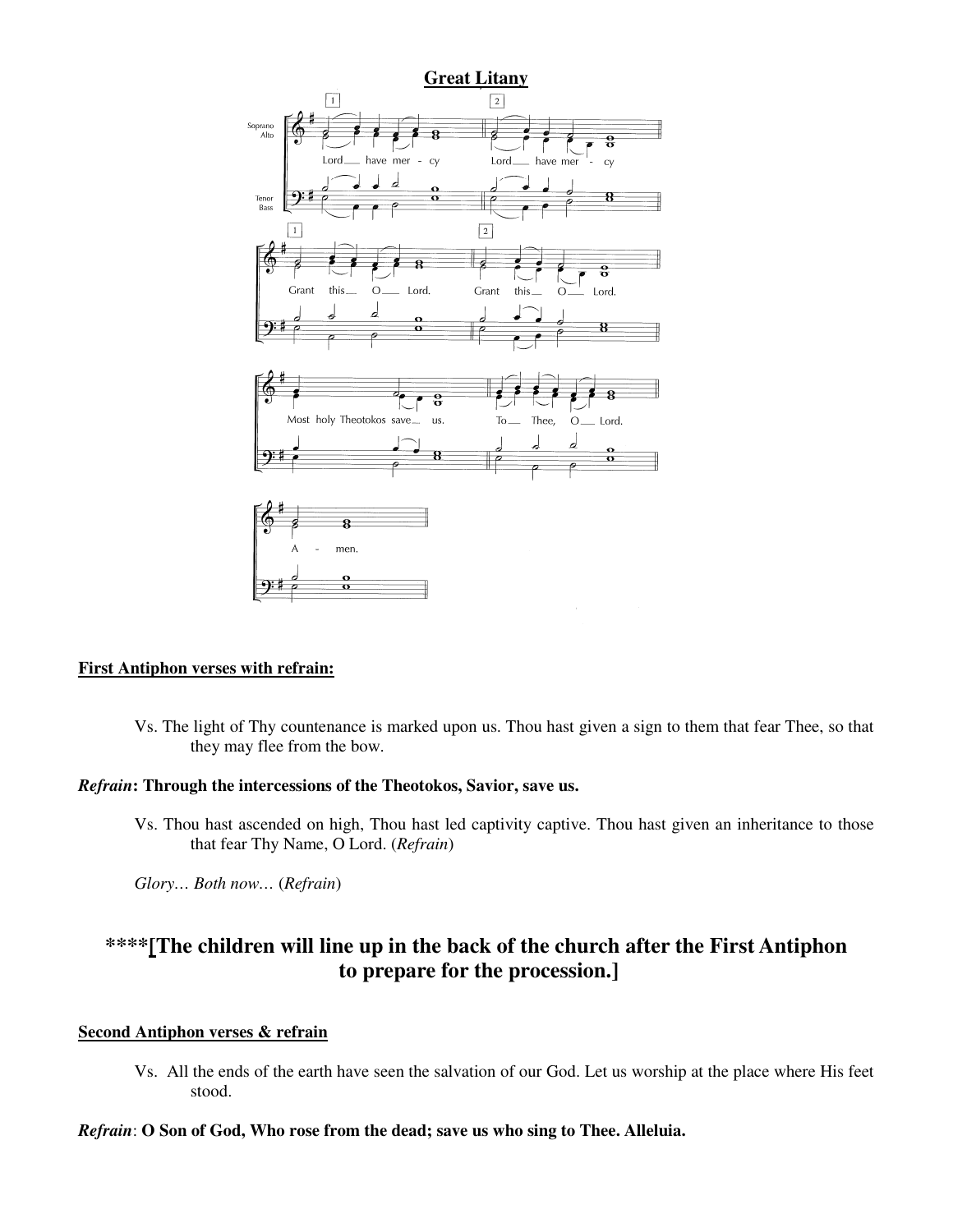**Great Litany**

Lord have mercy. Lord have mercy.

Grant this O Lord. Grant this O Lord.

Most holy Theotokos save us. To Thee, O Lord.

Amen.

**First Antiphon verses with refrain:**

> Vs. The light of Thy countenance is marked upon us. Thou hast given a sign to them that fear Thee, so that they may flee from the bow.

***Refrain*: Through the intercessions of the Theotokos, Savior, save us.**

> Vs. Thou hast ascended on high, Thou hast led captivity captive. Thou hast given an inheritance to those that fear Thy Name, O Lord. (*Refrain*)
>
> *Glory… Both now…* (*Refrain*)

## ****[The children will line up in the back of the church after the First Antiphon to prepare for the procession.]

**Second Antiphon verses & refrain**

> Vs. All the ends of the earth have seen the salvation of our God. Let us worship at the place where His feet stood.

***Refrain*: O Son of God, Who rose from the dead; save us who sing to Thee. Alleluia.**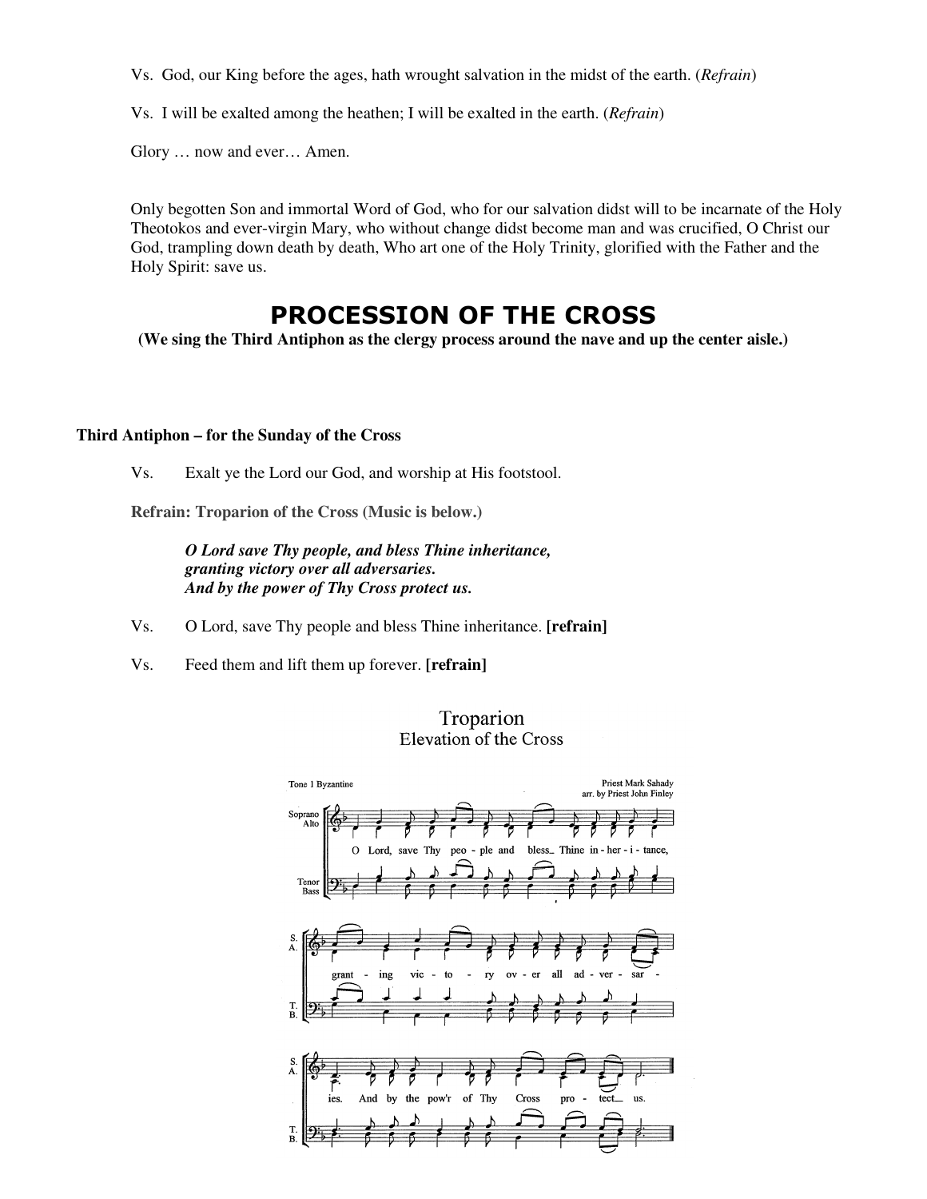Vs. God, our King before the ages, hath wrought salvation in the midst of the earth. (*Refrain*)

Vs. I will be exalted among the heathen; I will be exalted in the earth. (*Refrain*)

Glory … now and ever… Amen.

Only begotten Son and immortal Word of God, who for our salvation didst will to be incarnate of the Holy Theotokos and ever-virgin Mary, who without change didst become man and was crucified, O Christ our God, trampling down death by death, Who art one of the Holy Trinity, glorified with the Father and the Holy Spirit: save us.

# PROCESSION OF THE CROSS

**(We sing the Third Antiphon as the clergy process around the nave and up the center aisle.)**

**Third Antiphon – for the Sunday of the Cross**

Vs. Exalt ye the Lord our God, and worship at His footstool.

**Refrain: Troparion of the Cross (Music is below.)**

> ***O Lord save Thy people, and bless Thine inheritance,***
> ***granting victory over all adversaries.***
> ***And by the power of Thy Cross protect us.***

Vs. O Lord, save Thy people and bless Thine inheritance. **[refrain]**

Vs. Feed them and lift them up forever. **[refrain]**

## Troparion
### Elevation of the Cross

Tone 1 Byzantine

Priest Mark Sahady
arr. by Priest John Finley

O Lord, save Thy peo - ple and bless_ Thine in - her - i - tance, grant - ing vic - to - ry ov - er all ad - ver - sar - ies. And by the pow'r of Thy Cross pro - tect_ us.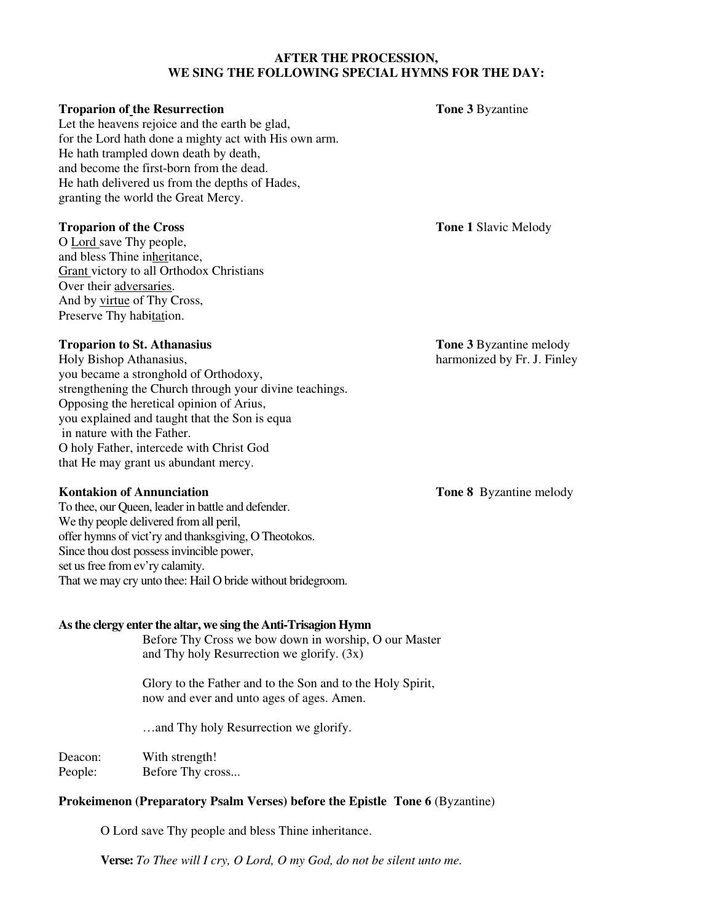**AFTER THE PROCESSION,**
**WE SING THE FOLLOWING SPECIAL HYMNS FOR THE DAY:**

**Troparion of the Resurrection** — **Tone 3** Byzantine

Let the heavens rejoice and the earth be glad,
for the Lord hath done a mighty act with His own arm.
He hath trampled down death by death,
and become the first-born from the dead.
He hath delivered us from the depths of Hades,
granting the world the Great Mercy.

**Troparion of the Cross** — **Tone 1** Slavic Melody

O <u>Lord</u> save Thy people,
and bless Thine in<u>her</u>itance,
<u>Grant</u> victory to all Orthodox Christians
Over their <u>adversaries</u>.
And by <u>virtue</u> of Thy Cross,
Preserve Thy habi<u>tat</u>ion.

**Troparion to St. Athanasius** — **Tone 3** Byzantine melody harmonized by Fr. J. Finley

Holy Bishop Athanasius,
you became a stronghold of Orthodoxy,
strengthening the Church through your divine teachings.
Opposing the heretical opinion of Arius,
you explained and taught that the Son is equa
in nature with the Father.
O holy Father, intercede with Christ God
that He may grant us abundant mercy.

**Kontakion of Annunciation** — **Tone 8** Byzantine melody

To thee, our Queen, leader in battle and defender.
We thy people delivered from all peril,
offer hymns of vict'ry and thanksgiving, O Theotokos.
Since thou dost possess invincible power,
set us free from ev'ry calamity.
That we may cry unto thee: Hail O bride without bridegroom.

**As the clergy enter the altar, we sing the Anti-Trisagion Hymn**

Before Thy Cross we bow down in worship, O our Master
and Thy holy Resurrection we glorify. (3x)

Glory to the Father and to the Son and to the Holy Spirit,
now and ever and unto ages of ages. Amen.

…and Thy holy Resurrection we glorify.

Deacon: With strength!
People: Before Thy cross...

**Prokeimenon (Preparatory Psalm Verses) before the Epistle Tone 6** (Byzantine)

O Lord save Thy people and bless Thine inheritance.

**Verse:** *To Thee will I cry, O Lord, O my God, do not be silent unto me.*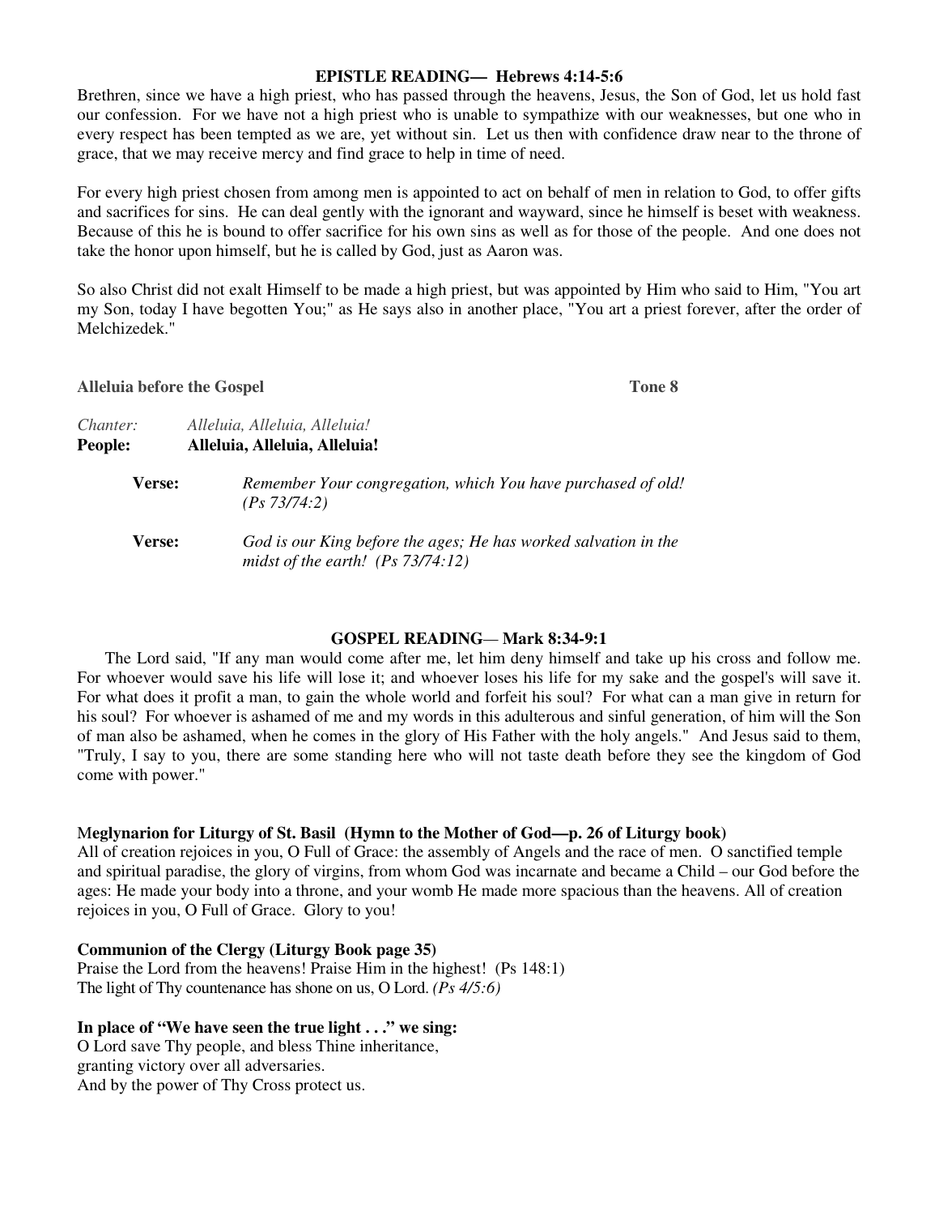### EPISTLE READING— Hebrews 4:14-5:6

Brethren, since we have a high priest, who has passed through the heavens, Jesus, the Son of God, let us hold fast our confession. For we have not a high priest who is unable to sympathize with our weaknesses, but one who in every respect has been tempted as we are, yet without sin. Let us then with confidence draw near to the throne of grace, that we may receive mercy and find grace to help in time of need.

For every high priest chosen from among men is appointed to act on behalf of men in relation to God, to offer gifts and sacrifices for sins. He can deal gently with the ignorant and wayward, since he himself is beset with weakness. Because of this he is bound to offer sacrifice for his own sins as well as for those of the people. And one does not take the honor upon himself, but he is called by God, just as Aaron was.

So also Christ did not exalt Himself to be made a high priest, but was appointed by Him who said to Him, "You art my Son, today I have begotten You;" as He says also in another place, "You art a priest forever, after the order of Melchizedek."

**Alleluia before the Gospel** **Tone 8**

*Chanter:* *Alleluia, Alleluia, Alleluia!*
**People:** **Alleluia, Alleluia, Alleluia!**

**Verse:** *Remember Your congregation, which You have purchased of old! (Ps 73/74:2)*

**Verse:** *God is our King before the ages; He has worked salvation in the midst of the earth! (Ps 73/74:12)*

### GOSPEL READING— Mark 8:34-9:1

The Lord said, "If any man would come after me, let him deny himself and take up his cross and follow me. For whoever would save his life will lose it; and whoever loses his life for my sake and the gospel's will save it. For what does it profit a man, to gain the whole world and forfeit his soul? For what can a man give in return for his soul? For whoever is ashamed of me and my words in this adulterous and sinful generation, of him will the Son of man also be ashamed, when he comes in the glory of His Father with the holy angels." And Jesus said to them, "Truly, I say to you, there are some standing here who will not taste death before they see the kingdom of God come with power."

**Meglynarion for Liturgy of St. Basil (Hymn to the Mother of God—p. 26 of Liturgy book)**

All of creation rejoices in you, O Full of Grace: the assembly of Angels and the race of men. O sanctified temple and spiritual paradise, the glory of virgins, from whom God was incarnate and became a Child – our God before the ages: He made your body into a throne, and your womb He made more spacious than the heavens. All of creation rejoices in you, O Full of Grace. Glory to you!

**Communion of the Clergy (Liturgy Book page 35)**

Praise the Lord from the heavens! Praise Him in the highest! (Ps 148:1)
The light of Thy countenance has shone on us, O Lord. *(Ps 4/5:6)*

**In place of "We have seen the true light . . ." we sing:**

O Lord save Thy people, and bless Thine inheritance,
granting victory over all adversaries.
And by the power of Thy Cross protect us.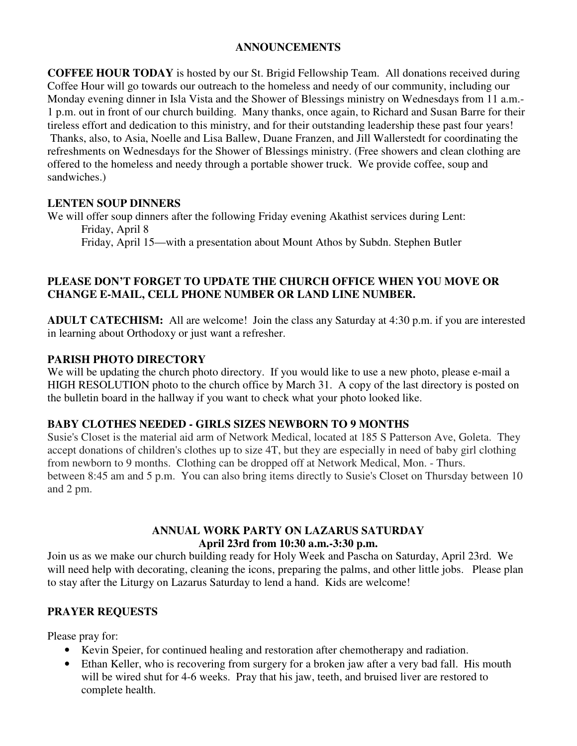# ANNOUNCEMENTS

**COFFEE HOUR TODAY** is hosted by our St. Brigid Fellowship Team. All donations received during Coffee Hour will go towards our outreach to the homeless and needy of our community, including our Monday evening dinner in Isla Vista and the Shower of Blessings ministry on Wednesdays from 11 a.m.-1 p.m. out in front of our church building. Many thanks, once again, to Richard and Susan Barre for their tireless effort and dedication to this ministry, and for their outstanding leadership these past four years! Thanks, also, to Asia, Noelle and Lisa Ballew, Duane Franzen, and Jill Wallerstedt for coordinating the refreshments on Wednesdays for the Shower of Blessings ministry. (Free showers and clean clothing are offered to the homeless and needy through a portable shower truck. We provide coffee, soup and sandwiches.)

**LENTEN SOUP DINNERS**

We will offer soup dinners after the following Friday evening Akathist services during Lent:

Friday, April 8

Friday, April 15—with a presentation about Mount Athos by Subdn. Stephen Butler

**PLEASE DON'T FORGET TO UPDATE THE CHURCH OFFICE WHEN YOU MOVE OR CHANGE E-MAIL, CELL PHONE NUMBER OR LAND LINE NUMBER.**

**ADULT CATECHISM:** All are welcome! Join the class any Saturday at 4:30 p.m. if you are interested in learning about Orthodoxy or just want a refresher.

**PARISH PHOTO DIRECTORY**

We will be updating the church photo directory. If you would like to use a new photo, please e-mail a HIGH RESOLUTION photo to the church office by March 31. A copy of the last directory is posted on the bulletin board in the hallway if you want to check what your photo looked like.

**BABY CLOTHES NEEDED - GIRLS SIZES NEWBORN TO 9 MONTHS**

Susie's Closet is the material aid arm of Network Medical, located at 185 S Patterson Ave, Goleta. They accept donations of children's clothes up to size 4T, but they are especially in need of baby girl clothing from newborn to 9 months. Clothing can be dropped off at Network Medical, Mon. - Thurs. between 8:45 am and 5 p.m. You can also bring items directly to Susie's Closet on Thursday between 10 and 2 pm.

**ANNUAL WORK PARTY ON LAZARUS SATURDAY**
**April 23rd from 10:30 a.m.-3:30 p.m.**

Join us as we make our church building ready for Holy Week and Pascha on Saturday, April 23rd. We will need help with decorating, cleaning the icons, preparing the palms, and other little jobs. Please plan to stay after the Liturgy on Lazarus Saturday to lend a hand. Kids are welcome!

**PRAYER REQUESTS**

Please pray for:

- Kevin Speier, for continued healing and restoration after chemotherapy and radiation.
- Ethan Keller, who is recovering from surgery for a broken jaw after a very bad fall. His mouth will be wired shut for 4-6 weeks. Pray that his jaw, teeth, and bruised liver are restored to complete health.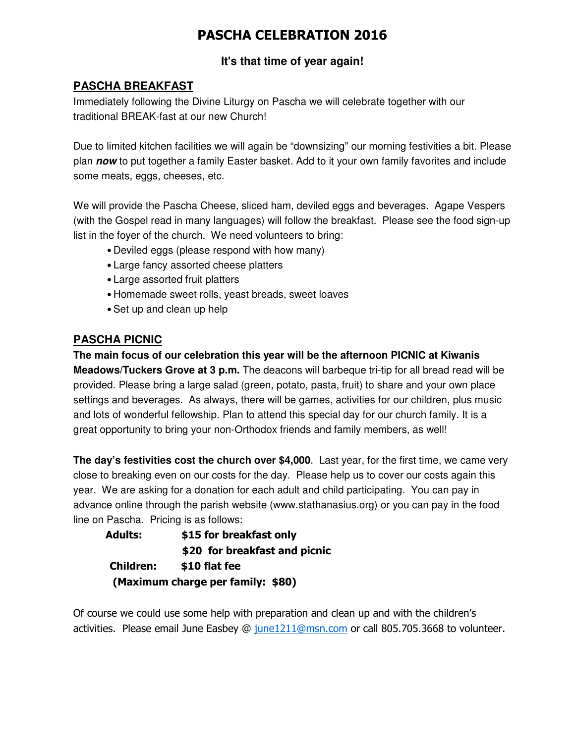# PASCHA CELEBRATION 2016

**It's that time of year again!**

## PASCHA BREAKFAST

Immediately following the Divine Liturgy on Pascha we will celebrate together with our traditional BREAK-fast at our new Church!

Due to limited kitchen facilities we will again be "downsizing" our morning festivities a bit. Please plan ***now*** to put together a family Easter basket. Add to it your own family favorites and include some meats, eggs, cheeses, etc.

We will provide the Pascha Cheese, sliced ham, deviled eggs and beverages. Agape Vespers (with the Gospel read in many languages) will follow the breakfast. Please see the food sign-up list in the foyer of the church. We need volunteers to bring:

- Deviled eggs (please respond with how many)
- Large fancy assorted cheese platters
- Large assorted fruit platters
- Homemade sweet rolls, yeast breads, sweet loaves
- Set up and clean up help

## PASCHA PICNIC

**The main focus of our celebration this year will be the afternoon PICNIC at Kiwanis Meadows/Tuckers Grove at 3 p.m.** The deacons will barbeque tri-tip for all bread read will be provided. Please bring a large salad (green, potato, pasta, fruit) to share and your own place settings and beverages. As always, there will be games, activities for our children, plus music and lots of wonderful fellowship. Plan to attend this special day for our church family. It is a great opportunity to bring your non-Orthodox friends and family members, as well!

**The day's festivities cost the church over $4,000**. Last year, for the first time, we came very close to breaking even on our costs for the day. Please help us to cover our costs again this year. We are asking for a donation for each adult and child participating. You can pay in advance online through the parish website (www.stathanasius.org) or you can pay in the food line on Pascha. Pricing is as follows:

**Adults:** **$15 for breakfast only**
**$20 for breakfast and picnic**
**Children:** **$10 flat fee**
**(Maximum charge per family: $80)**

Of course we could use some help with preparation and clean up and with the children's activities. Please email June Easbey @ june1211@msn.com or call 805.705.3668 to volunteer.